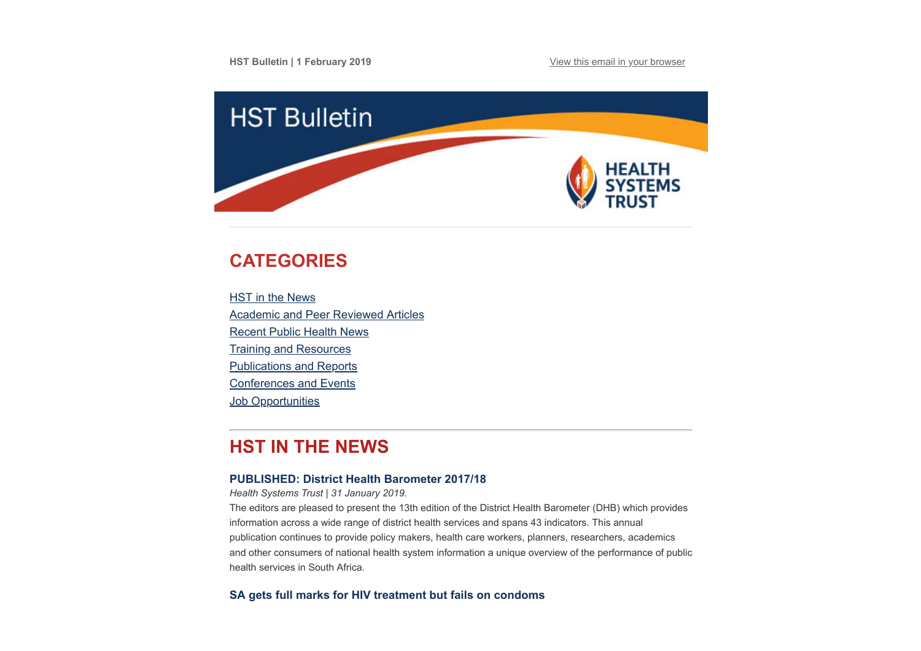HST Bulletin | 1 February 2019

View this email in your browser

HST Bulletin

HEALTH SYSTEMS TRUST

## CATEGORIES

- HST in the News
- Academic and Peer Reviewed Articles
- Recent Public Health News
- Training and Resources
- Publications and Reports
- Conferences and Events
- Job Opportunities

## HST IN THE NEWS

### PUBLISHED: District Health Barometer 2017/18

*Health Systems Trust | 31 January 2019.*

The editors are pleased to present the 13th edition of the District Health Barometer (DHB) which provides information across a wide range of district health services and spans 43 indicators. This annual publication continues to provide policy makers, health care workers, planners, researchers, academics and other consumers of national health system information a unique overview of the performance of public health services in South Africa.

### SA gets full marks for HIV treatment but fails on condoms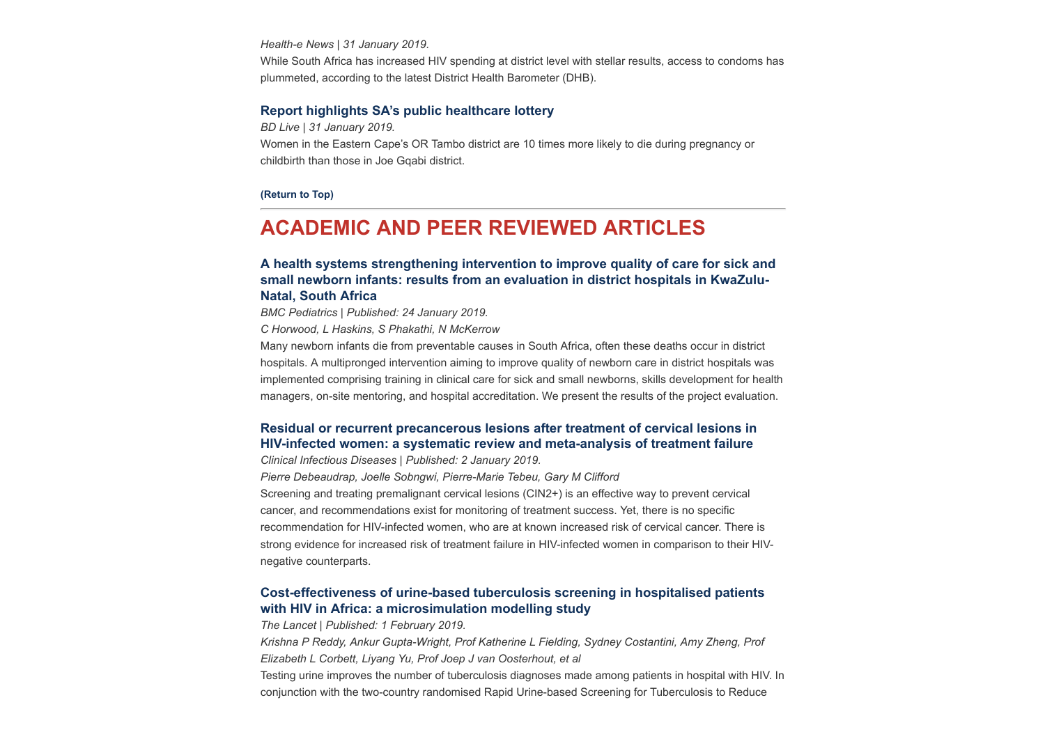*Health-e News | 31 January 2019.*

While South Africa has increased HIV spending at district level with stellar results, access to condoms has plummeted, according to the latest District Health Barometer (DHB).

### Report highlights SA's public healthcare lottery

*BD Live | 31 January 2019.*

Women in the Eastern Cape's OR Tambo district are 10 times more likely to die during pregnancy or childbirth than those in Joe Gqabi district.

**(Return to Top)**

---

## ACADEMIC AND PEER REVIEWED ARTICLES

### A health systems strengthening intervention to improve quality of care for sick and small newborn infants: results from an evaluation in district hospitals in KwaZulu-Natal, South Africa

*BMC Pediatrics | Published: 24 January 2019.*

*C Horwood, L Haskins, S Phakathi, N McKerrow*

Many newborn infants die from preventable causes in South Africa, often these deaths occur in district hospitals. A multipronged intervention aiming to improve quality of newborn care in district hospitals was implemented comprising training in clinical care for sick and small newborns, skills development for health managers, on-site mentoring, and hospital accreditation. We present the results of the project evaluation.

### Residual or recurrent precancerous lesions after treatment of cervical lesions in HIV-infected women: a systematic review and meta-analysis of treatment failure

*Clinical Infectious Diseases | Published: 2 January 2019.*

*Pierre Debeaudrap, Joelle Sobngwi, Pierre-Marie Tebeu, Gary M Clifford*

Screening and treating premalignant cervical lesions (CIN2+) is an effective way to prevent cervical cancer, and recommendations exist for monitoring of treatment success. Yet, there is no specific recommendation for HIV-infected women, who are at known increased risk of cervical cancer. There is strong evidence for increased risk of treatment failure in HIV-infected women in comparison to their HIV-negative counterparts.

### Cost-effectiveness of urine-based tuberculosis screening in hospitalised patients with HIV in Africa: a microsimulation modelling study

*The Lancet | Published: 1 February 2019.*

*Krishna P Reddy, Ankur Gupta-Wright, Prof Katherine L Fielding, Sydney Costantini, Amy Zheng, Prof Elizabeth L Corbett, Liyang Yu, Prof Joep J van Oosterhout, et al*

Testing urine improves the number of tuberculosis diagnoses made among patients in hospital with HIV. In conjunction with the two-country randomised Rapid Urine-based Screening for Tuberculosis to Reduce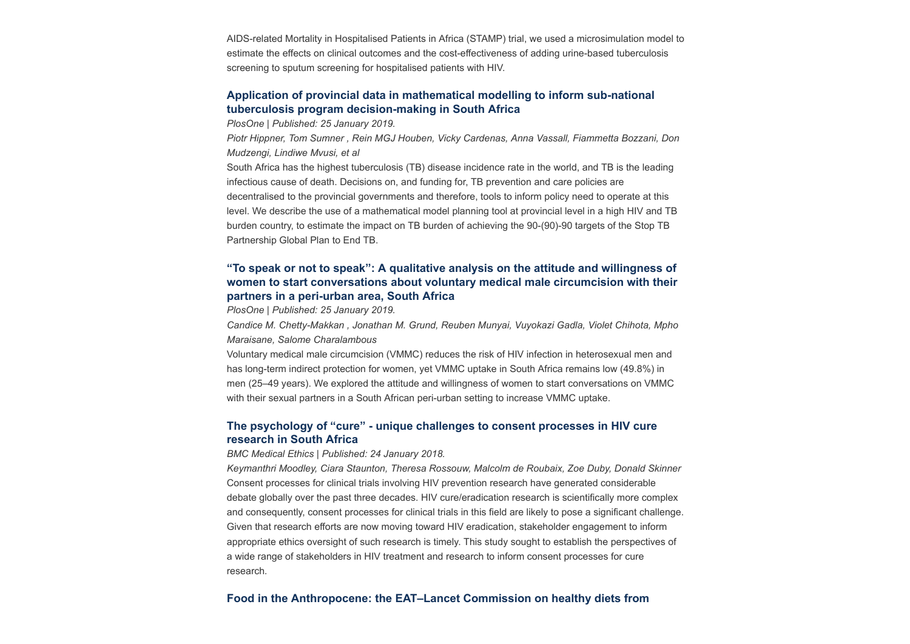AIDS-related Mortality in Hospitalised Patients in Africa (STAMP) trial, we used a microsimulation model to estimate the effects on clinical outcomes and the cost-effectiveness of adding urine-based tuberculosis screening to sputum screening for hospitalised patients with HIV.

### Application of provincial data in mathematical modelling to inform sub-national tuberculosis program decision-making in South Africa

*PlosOne | Published: 25 January 2019.*

*Piotr Hippner, Tom Sumner , Rein MGJ Houben, Vicky Cardenas, Anna Vassall, Fiammetta Bozzani, Don Mudzengi, Lindiwe Mvusi, et al*

South Africa has the highest tuberculosis (TB) disease incidence rate in the world, and TB is the leading infectious cause of death. Decisions on, and funding for, TB prevention and care policies are decentralised to the provincial governments and therefore, tools to inform policy need to operate at this level. We describe the use of a mathematical model planning tool at provincial level in a high HIV and TB burden country, to estimate the impact on TB burden of achieving the 90-(90)-90 targets of the Stop TB Partnership Global Plan to End TB.

### "To speak or not to speak": A qualitative analysis on the attitude and willingness of women to start conversations about voluntary medical male circumcision with their partners in a peri-urban area, South Africa

*PlosOne | Published: 25 January 2019.*

*Candice M. Chetty-Makkan , Jonathan M. Grund, Reuben Munyai, Vuyokazi Gadla, Violet Chihota, Mpho Maraisane, Salome Charalambous*

Voluntary medical male circumcision (VMMC) reduces the risk of HIV infection in heterosexual men and has long-term indirect protection for women, yet VMMC uptake in South Africa remains low (49.8%) in men (25–49 years). We explored the attitude and willingness of women to start conversations on VMMC with their sexual partners in a South African peri-urban setting to increase VMMC uptake.

### The psychology of "cure" - unique challenges to consent processes in HIV cure research in South Africa

*BMC Medical Ethics | Published: 24 January 2018.*

*Keymanthri Moodley, Ciara Staunton, Theresa Rossouw, Malcolm de Roubaix, Zoe Duby, Donald Skinner*

Consent processes for clinical trials involving HIV prevention research have generated considerable debate globally over the past three decades. HIV cure/eradication research is scientifically more complex and consequently, consent processes for clinical trials in this field are likely to pose a significant challenge. Given that research efforts are now moving toward HIV eradication, stakeholder engagement to inform appropriate ethics oversight of such research is timely. This study sought to establish the perspectives of a wide range of stakeholders in HIV treatment and research to inform consent processes for cure research.

### Food in the Anthropocene: the EAT–Lancet Commission on healthy diets from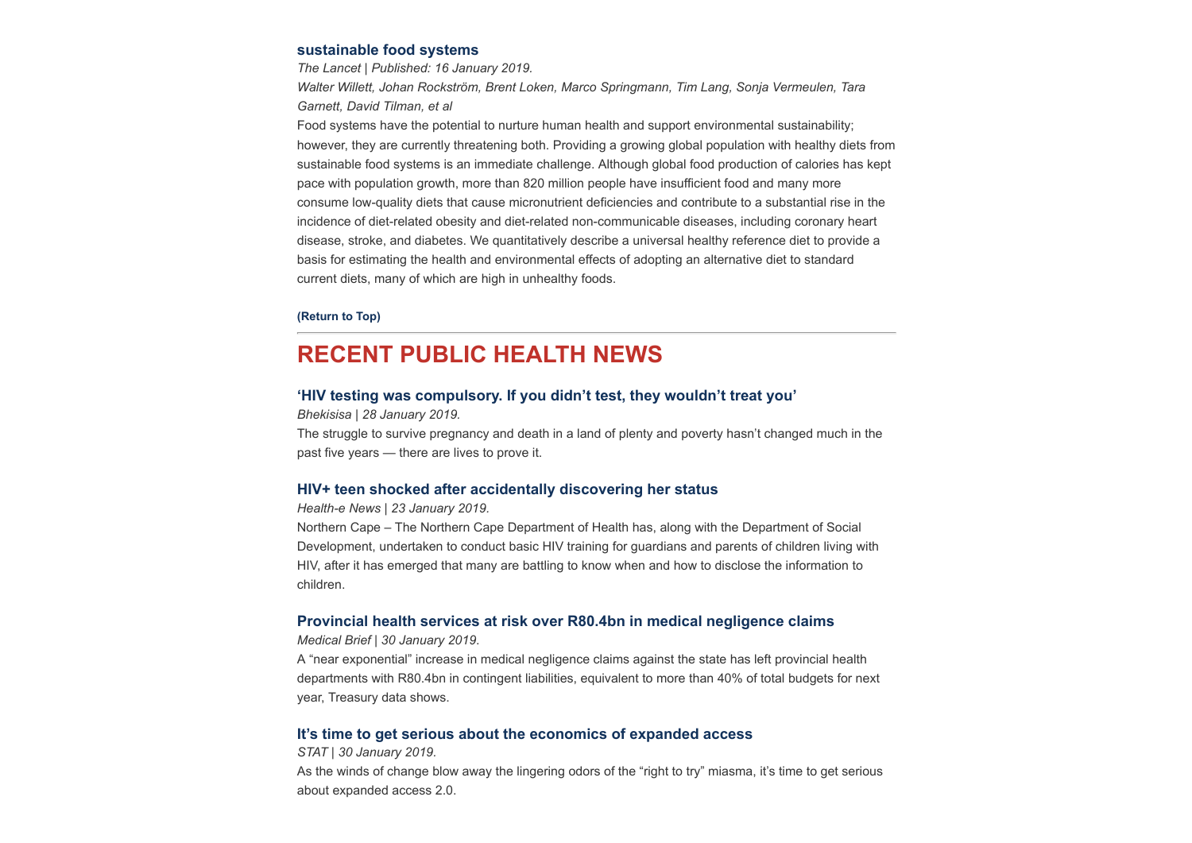### sustainable food systems

*The Lancet | Published: 16 January 2019.*

*Walter Willett, Johan Rockström, Brent Loken, Marco Springmann, Tim Lang, Sonja Vermeulen, Tara Garnett, David Tilman, et al*

Food systems have the potential to nurture human health and support environmental sustainability; however, they are currently threatening both. Providing a growing global population with healthy diets from sustainable food systems is an immediate challenge. Although global food production of calories has kept pace with population growth, more than 820 million people have insufficient food and many more consume low-quality diets that cause micronutrient deficiencies and contribute to a substantial rise in the incidence of diet-related obesity and diet-related non-communicable diseases, including coronary heart disease, stroke, and diabetes. We quantitatively describe a universal healthy reference diet to provide a basis for estimating the health and environmental effects of adopting an alternative diet to standard current diets, many of which are high in unhealthy foods.

**(Return to Top)**

---

## RECENT PUBLIC HEALTH NEWS

### 'HIV testing was compulsory. If you didn't test, they wouldn't treat you'

*Bhekisisa | 28 January 2019.*

The struggle to survive pregnancy and death in a land of plenty and poverty hasn't changed much in the past five years — there are lives to prove it.

### HIV+ teen shocked after accidentally discovering her status

*Health-e News | 23 January 2019.*

Northern Cape – The Northern Cape Department of Health has, along with the Department of Social Development, undertaken to conduct basic HIV training for guardians and parents of children living with HIV, after it has emerged that many are battling to know when and how to disclose the information to children.

### Provincial health services at risk over R80.4bn in medical negligence claims

*Medical Brief | 30 January 2019.*

A "near exponential" increase in medical negligence claims against the state has left provincial health departments with R80.4bn in contingent liabilities, equivalent to more than 40% of total budgets for next year, Treasury data shows.

### It's time to get serious about the economics of expanded access

*STAT | 30 January 2019.*

As the winds of change blow away the lingering odors of the "right to try" miasma, it's time to get serious about expanded access 2.0.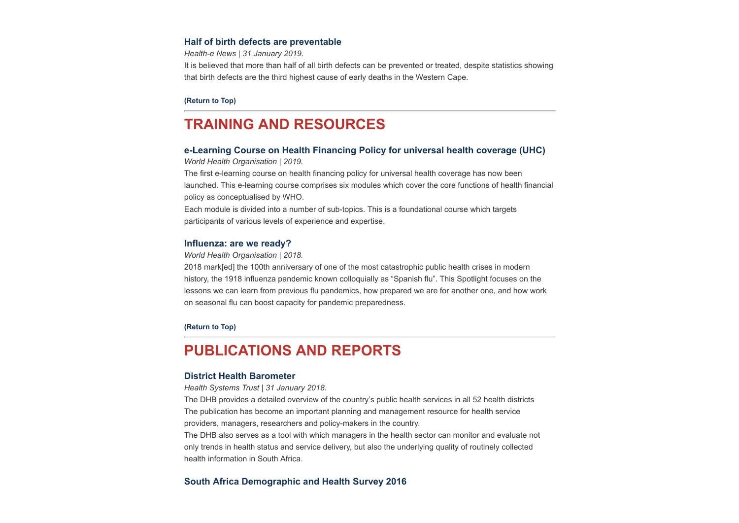### Half of birth defects are preventable

*Health-e News | 31 January 2019.*

It is believed that more than half of all birth defects can be prevented or treated, despite statistics showing that birth defects are the third highest cause of early deaths in the Western Cape.

**(Return to Top)**

---

## TRAINING AND RESOURCES

### e-Learning Course on Health Financing Policy for universal health coverage (UHC)

*World Health Organisation | 2019.*

The first e-learning course on health financing policy for universal health coverage has now been launched. This e-learning course comprises six modules which cover the core functions of health financial policy as conceptualised by WHO.

Each module is divided into a number of sub-topics. This is a foundational course which targets participants of various levels of experience and expertise.

### Influenza: are we ready?

*World Health Organisation | 2018.*

2018 mark[ed] the 100th anniversary of one of the most catastrophic public health crises in modern history, the 1918 influenza pandemic known colloquially as "Spanish flu". This Spotlight focuses on the lessons we can learn from previous flu pandemics, how prepared we are for another one, and how work on seasonal flu can boost capacity for pandemic preparedness.

**(Return to Top)**

---

## PUBLICATIONS AND REPORTS

### District Health Barometer

*Health Systems Trust | 31 January 2018.*

The DHB provides a detailed overview of the country's public health services in all 52 health districts The publication has become an important planning and management resource for health service providers, managers, researchers and policy-makers in the country.

The DHB also serves as a tool with which managers in the health sector can monitor and evaluate not only trends in health status and service delivery, but also the underlying quality of routinely collected health information in South Africa.

### South Africa Demographic and Health Survey 2016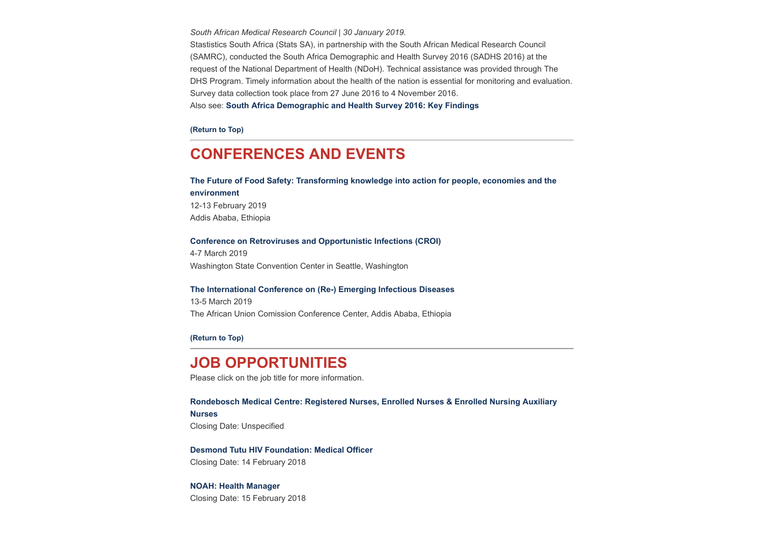*South African Medical Research Council | 30 January 2019.*

Stastistics South Africa (Stats SA), in partnership with the South African Medical Research Council (SAMRC), conducted the South Africa Demographic and Health Survey 2016 (SADHS 2016) at the request of the National Department of Health (NDoH). Technical assistance was provided through The DHS Program. Timely information about the health of the nation is essential for monitoring and evaluation. Survey data collection took place from 27 June 2016 to 4 November 2016.

Also see: **South Africa Demographic and Health Survey 2016: Key Findings**

**(Return to Top)**

---

## CONFERENCES AND EVENTS

**The Future of Food Safety: Transforming knowledge into action for people, economies and the environment**
12-13 February 2019
Addis Ababa, Ethiopia

**Conference on Retroviruses and Opportunistic Infections (CROI)**
4-7 March 2019
Washington State Convention Center in Seattle, Washington

**The International Conference on (Re-) Emerging Infectious Diseases**
13-5 March 2019
The African Union Comission Conference Center, Addis Ababa, Ethiopia

**(Return to Top)**

---

## JOB OPPORTUNITIES

Please click on the job title for more information.

**Rondebosch Medical Centre: Registered Nurses, Enrolled Nurses & Enrolled Nursing Auxiliary Nurses**
Closing Date: Unspecified

**Desmond Tutu HIV Foundation: Medical Officer**
Closing Date: 14 February 2018

**NOAH: Health Manager**
Closing Date: 15 February 2018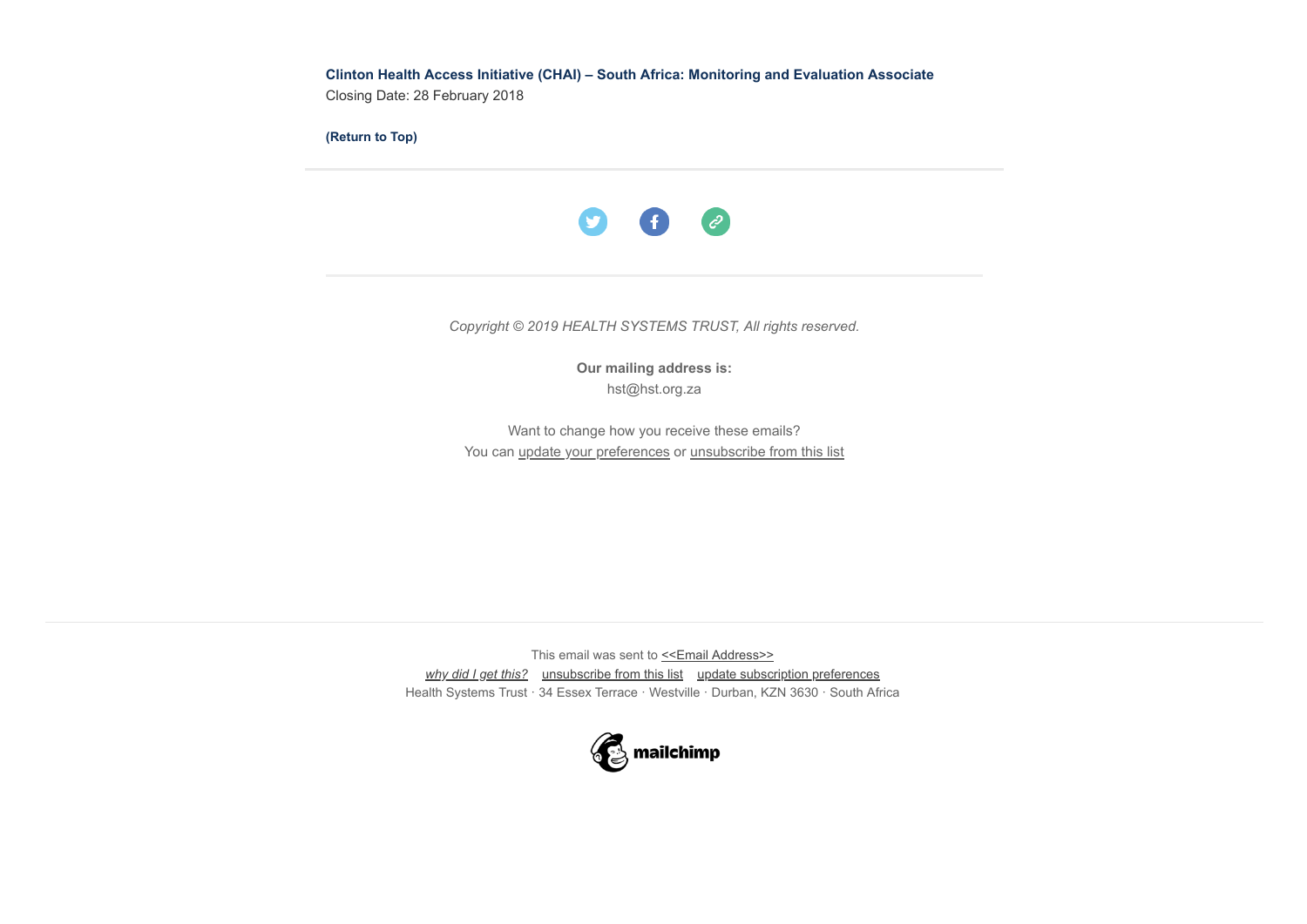**Clinton Health Access Initiative (CHAI) – South Africa: Monitoring and Evaluation Associate**
Closing Date: 28 February 2018

**(Return to Top)**

---

*Copyright © 2019 HEALTH SYSTEMS TRUST, All rights reserved.*

**Our mailing address is:**
hst@hst.org.za

Want to change how you receive these emails?
You can update your preferences or unsubscribe from this list

---

This email was sent to <<Email Address>>
*why did I get this?* unsubscribe from this list update subscription preferences
Health Systems Trust · 34 Essex Terrace · Westville · Durban, KZN 3630 · South Africa

mailchimp